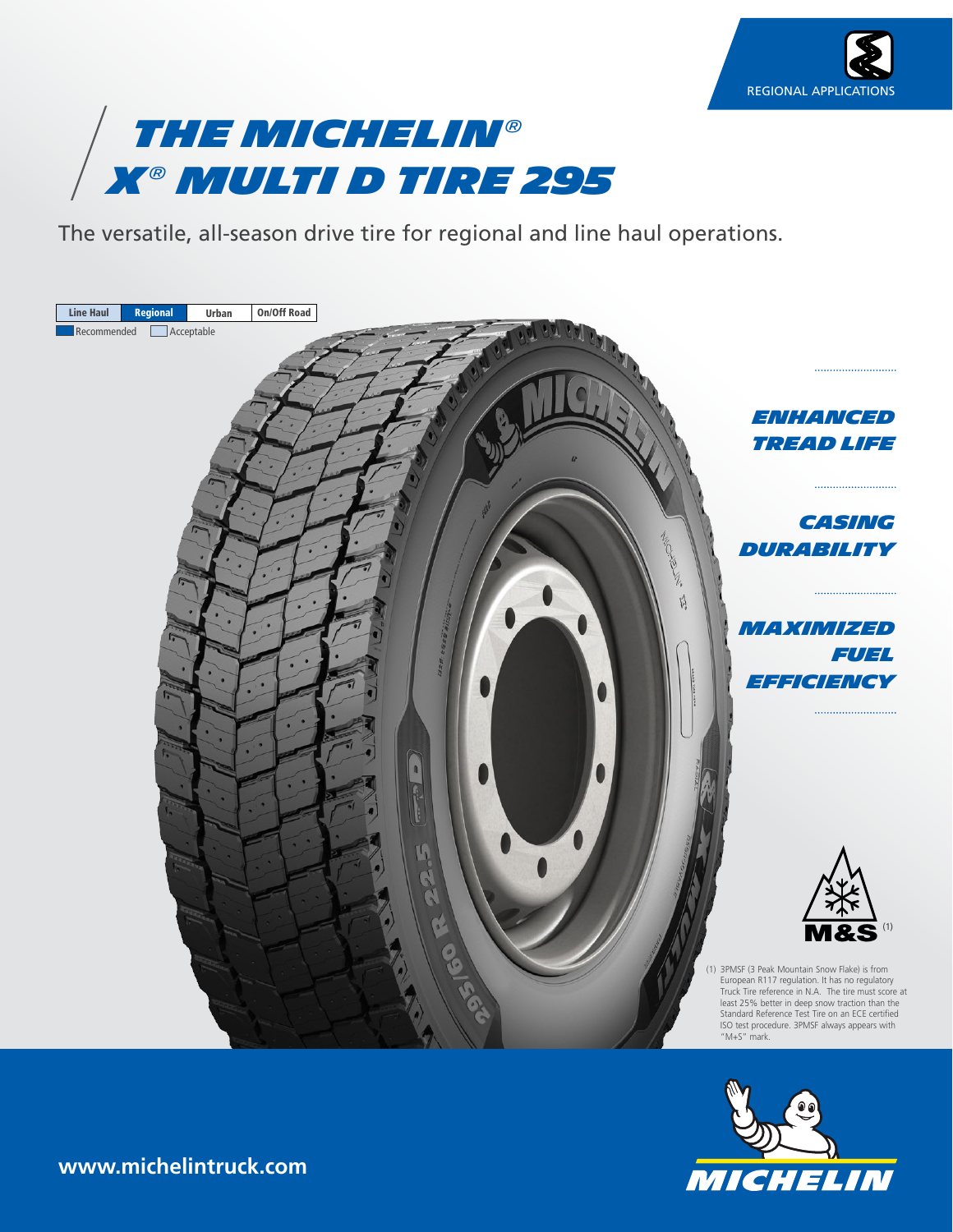REGIONAL APPLICATIONS

# THE MICHELIN® X® MULTI D TIRE 295

The versatile, all-season drive tire for regional and line haul operations.

| Line Haul | Regional | Urban | On/Off Road |
|---|---|---|---|

Recommended | Acceptable

## ENHANCED TREAD LIFE

## CASING DURABILITY

## MAXIMIZED FUEL EFFICIENCY

M&S [1]

(1) 3PMSF (3 Peak Mountain Snow Flake) is from European R117 regulation. It has no regulatory Truck Tire reference in N.A. The tire must score at least 25% better in deep snow traction than the Standard Reference Test Tire on an ECE certified ISO test procedure. 3PMSF always appears with "M+S" mark.

www.michelintruck.com

MICHELIN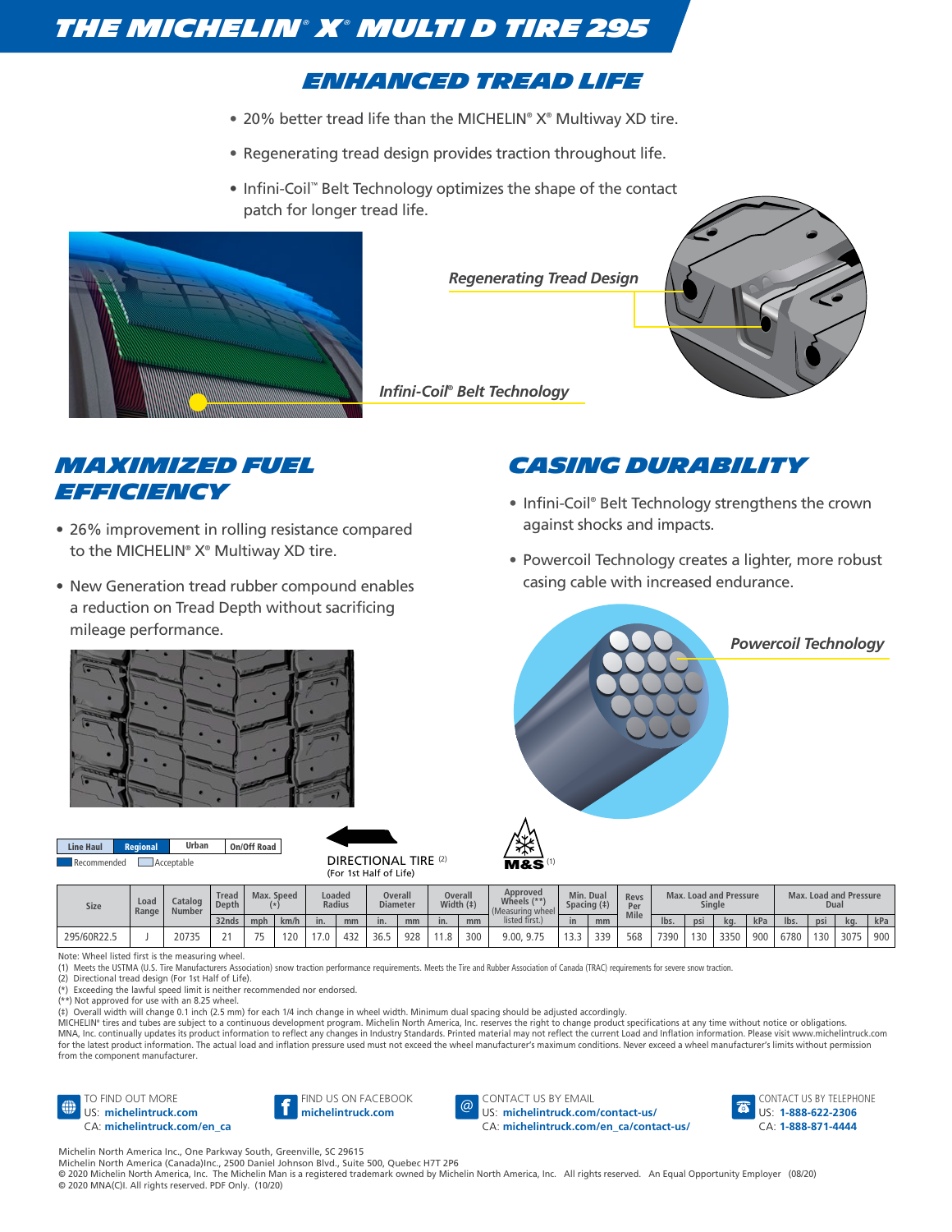# THE MICHELIN® X® MULTI D TIRE 295

## ENHANCED TREAD LIFE

- 20% better tread life than the MICHELIN® X® Multiway XD tire.
- Regenerating tread design provides traction throughout life.
- Infini-Coil™ Belt Technology optimizes the shape of the contact patch for longer tread life.

*Regenerating Tread Design*

*Infini-Coil® Belt Technology*

## MAXIMIZED FUEL EFFICIENCY

- 26% improvement in rolling resistance compared to the MICHELIN® X® Multiway XD tire.
- New Generation tread rubber compound enables a reduction on Tread Depth without sacrificing mileage performance.

## CASING DURABILITY

- Infini-Coil® Belt Technology strengthens the crown against shocks and impacts.
- Powercoil Technology creates a lighter, more robust casing cable with increased endurance.

*Powercoil Technology*

| Line Haul | Regional | Urban | On/Off Road |
|---|---|---|---|

Recommended / Acceptable

DIRECTIONAL TIRE (2)
(For 1st Half of Life)

M&S (1)

| Size | Load Range | Catalog Number | Tread Depth | Max. Speed (*) | | Loaded Radius | | Overall Diameter | | Overall Width (‡) | | Approved Wheels (**) (Measuring wheel listed first.) | Min. Dual Spacing (‡) | | Revs Per Mile | Max. Load and Pressure Single | | | | Max. Load and Pressure Dual | | | |
|---|---|---|---|---|---|---|---|---|---|---|---|---|---|---|---|---|---|---|---|---|---|---|---|
| | | | 32nds | mph | km/h | in. | mm | in. | mm | in. | mm | | in | mm | | lbs. | psi | kg. | kPa | lbs. | psi | kg. | kPa |
| 295/60R22.5 | J | 20735 | 21 | 75 | 120 | 17.0 | 432 | 36.5 | 928 | 11.8 | 300 | 9.00, 9.75 | 13.3 | 339 | 568 | 7390 | 130 | 3350 | 900 | 6780 | 130 | 3075 | 900 |

Note: Wheel listed first is the measuring wheel.
(1) Meets the USTMA (U.S. Tire Manufacturers Association) snow traction performance requirements. Meets the Tire and Rubber Association of Canada (TRAC) requirements for severe snow traction.
(2) Directional tread design (For 1st Half of Life).
(*) Exceeding the lawful speed limit is neither recommended nor endorsed.
(**) Not approved for use with an 8.25 wheel.
(‡) Overall width will change 0.1 inch (2.5 mm) for each 1/4 inch change in wheel width. Minimum dual spacing should be adjusted accordingly.
MICHELIN® tires and tubes are subject to a continuous development program. Michelin North America, Inc. reserves the right to change product specifications at any time without notice or obligations.
MNA, Inc. continually updates its product information to reflect any changes in Industry Standards. Printed material may not reflect the current Load and Inflation information. Please visit www.michelintruck.com for the latest product information. The actual load and inflation pressure used must not exceed the wheel manufacturer's maximum conditions. Never exceed a wheel manufacturer's limits without permission from the component manufacturer.

TO FIND OUT MORE
US: **michelintruck.com**
CA: **michelintruck.com/en_ca**

FIND US ON FACEBOOK
**michelintruck.com**

CONTACT US BY EMAIL
US: **michelintruck.com/contact-us/**
CA: **michelintruck.com/en_ca/contact-us/**

CONTACT US BY TELEPHONE
US: **1-888-622-2306**
CA: **1-888-871-4444**

Michelin North America Inc., One Parkway South, Greenville, SC 29615
Michelin North America (Canada)Inc., 2500 Daniel Johnson Blvd., Suite 500, Quebec H7T 2P6
© 2020 Michelin North America, Inc. The Michelin Man is a registered trademark owned by Michelin North America, Inc. All rights reserved. An Equal Opportunity Employer (08/20)
© 2020 MNA(C)I. All rights reserved. PDF Only. (10/20)